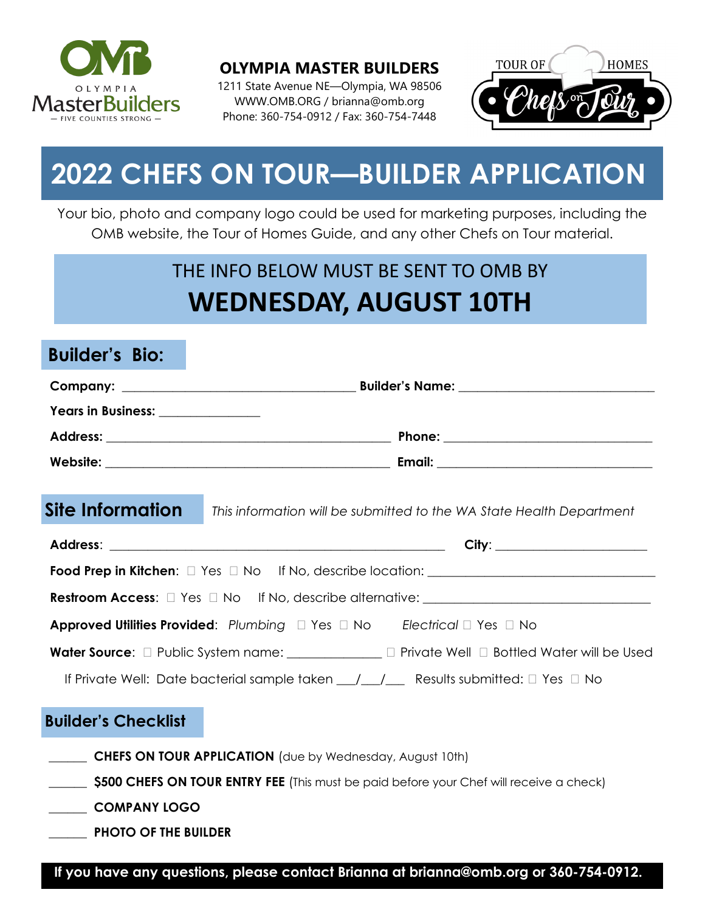**OLYMPIA MASTER BUILDERS**
1211 State Avenue NE—Olympia, WA 98506
WWW.OMB.ORG / brianna@omb.org
Phone: 360-754-0912 / Fax: 360-754-7448

# 2022 CHEFS ON TOUR—BUILDER APPLICATION

Your bio, photo and company logo could be used for marketing purposes, including the OMB website, the Tour of Homes Guide, and any other Chefs on Tour material.

THE INFO BELOW MUST BE SENT TO OMB BY
**WEDNESDAY, AUGUST 10TH**

## Builder's Bio:

**Company:** ______________________________ **Builder's Name:** ____________________________

**Years in Business:** _______________

**Address:** ________________________________________ **Phone:** ______________________________

**Website:** ________________________________________ **Email:** ______________________________

## Site Information

*This information will be submitted to the WA State Health Department*

**Address**: ______________________________________________ **City**: ______________________

**Food Prep in Kitchen**: ☐ Yes ☐ No If No, describe location: ________________________________

**Restroom Access**: ☐ Yes ☐ No If No, describe alternative: ________________________________

**Approved Utilities Provided**: *Plumbing* ☐ Yes ☐ No *Electrical* ☐ Yes ☐ No

**Water Source**: ☐ Public System name: _____________ ☐ Private Well ☐ Bottled Water will be Used

If Private Well: Date bacterial sample taken ___/___/___ Results submitted: ☐ Yes ☐ No

## Builder's Checklist

_____ **CHEFS ON TOUR APPLICATION** (due by Wednesday, August 10th)

_____ **$500 CHEFS ON TOUR ENTRY FEE** (This must be paid before your Chef will receive a check)

_____ **COMPANY LOGO**

_____ **PHOTO OF THE BUILDER**

**If you have any questions, please contact Brianna at brianna@omb.org or 360-754-0912.**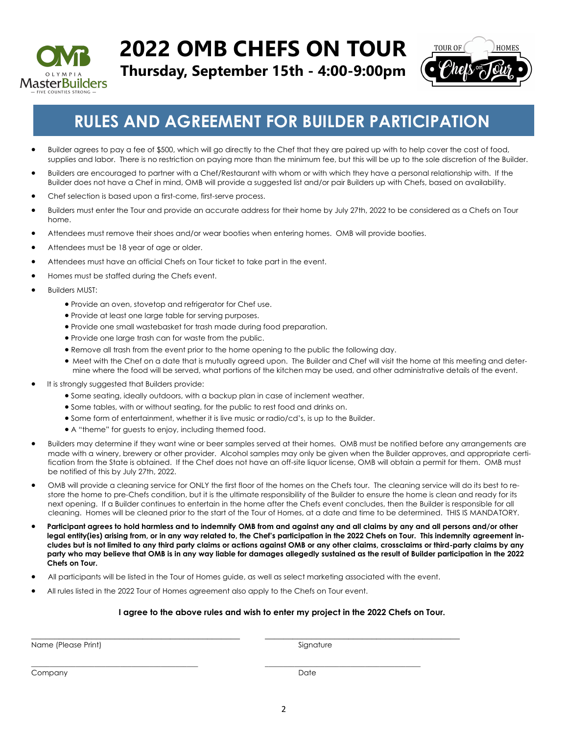# 2022 OMB CHEFS ON TOUR

**Thursday, September 15th - 4:00-9:00pm**

## RULES AND AGREEMENT FOR BUILDER PARTICIPATION

- Builder agrees to pay a fee of $500, which will go directly to the Chef that they are paired up with to help cover the cost of food, supplies and labor. There is no restriction on paying more than the minimum fee, but this will be up to the sole discretion of the Builder.
- Builders are encouraged to partner with a Chef/Restaurant with whom or with which they have a personal relationship with. If the Builder does not have a Chef in mind, OMB will provide a suggested list and/or pair Builders up with Chefs, based on availability.
- Chef selection is based upon a first-come, first-serve process.
- Builders must enter the Tour and provide an accurate address for their home by July 27th, 2022 to be considered as a Chefs on Tour home.
- Attendees must remove their shoes and/or wear booties when entering homes. OMB will provide booties.
- Attendees must be 18 year of age or older.
- Attendees must have an official Chefs on Tour ticket to take part in the event.
- Homes must be staffed during the Chefs event.
- Builders MUST:
  - Provide an oven, stovetop and refrigerator for Chef use.
  - Provide at least one large table for serving purposes.
  - Provide one small wastebasket for trash made during food preparation.
  - Provide one large trash can for waste from the public.
  - Remove all trash from the event prior to the home opening to the public the following day.
  - Meet with the Chef on a date that is mutually agreed upon. The Builder and Chef will visit the home at this meeting and determine where the food will be served, what portions of the kitchen may be used, and other administrative details of the event.
- It is strongly suggested that Builders provide:
  - Some seating, ideally outdoors, with a backup plan in case of inclement weather.
  - Some tables, with or without seating, for the public to rest food and drinks on.
  - Some form of entertainment, whether it is live music or radio/cd's, is up to the Builder.
  - A "theme" for guests to enjoy, including themed food.
- Builders may determine if they want wine or beer samples served at their homes. OMB must be notified before any arrangements are made with a winery, brewery or other provider. Alcohol samples may only be given when the Builder approves, and appropriate certification from the State is obtained. If the Chef does not have an off-site liquor license, OMB will obtain a permit for them. OMB must be notified of this by July 27th, 2022.
- OMB will provide a cleaning service for ONLY the first floor of the homes on the Chefs tour. The cleaning service will do its best to restore the home to pre-Chefs condition, but it is the ultimate responsibility of the Builder to ensure the home is clean and ready for its next opening. If a Builder continues to entertain in the home after the Chefs event concludes, then the Builder is responsible for all cleaning. Homes will be cleaned prior to the start of the Tour of Homes, at a date and time to be determined. THIS IS MANDATORY.
- **Participant agrees to hold harmless and to indemnify OMB from and against any and all claims by any and all persons and/or other legal entity(ies) arising from, or in any way related to, the Chef's participation in the 2022 Chefs on Tour. This indemnity agreement includes but is not limited to any third party claims or actions against OMB or any other claims, crossclaims or third-party claims by any party who may believe that OMB is in any way liable for damages allegedly sustained as the result of Builder participation in the 2022 Chefs on Tour.**
- All participants will be listed in the Tour of Homes guide, as well as select marketing associated with the event.
- All rules listed in the 2022 Tour of Homes agreement also apply to the Chefs on Tour event.

**I agree to the above rules and wish to enter my project in the 2022 Chefs on Tour.**

______________________________ Name (Please Print)

______________________________ Signature

______________________________ Company

______________________________ Date